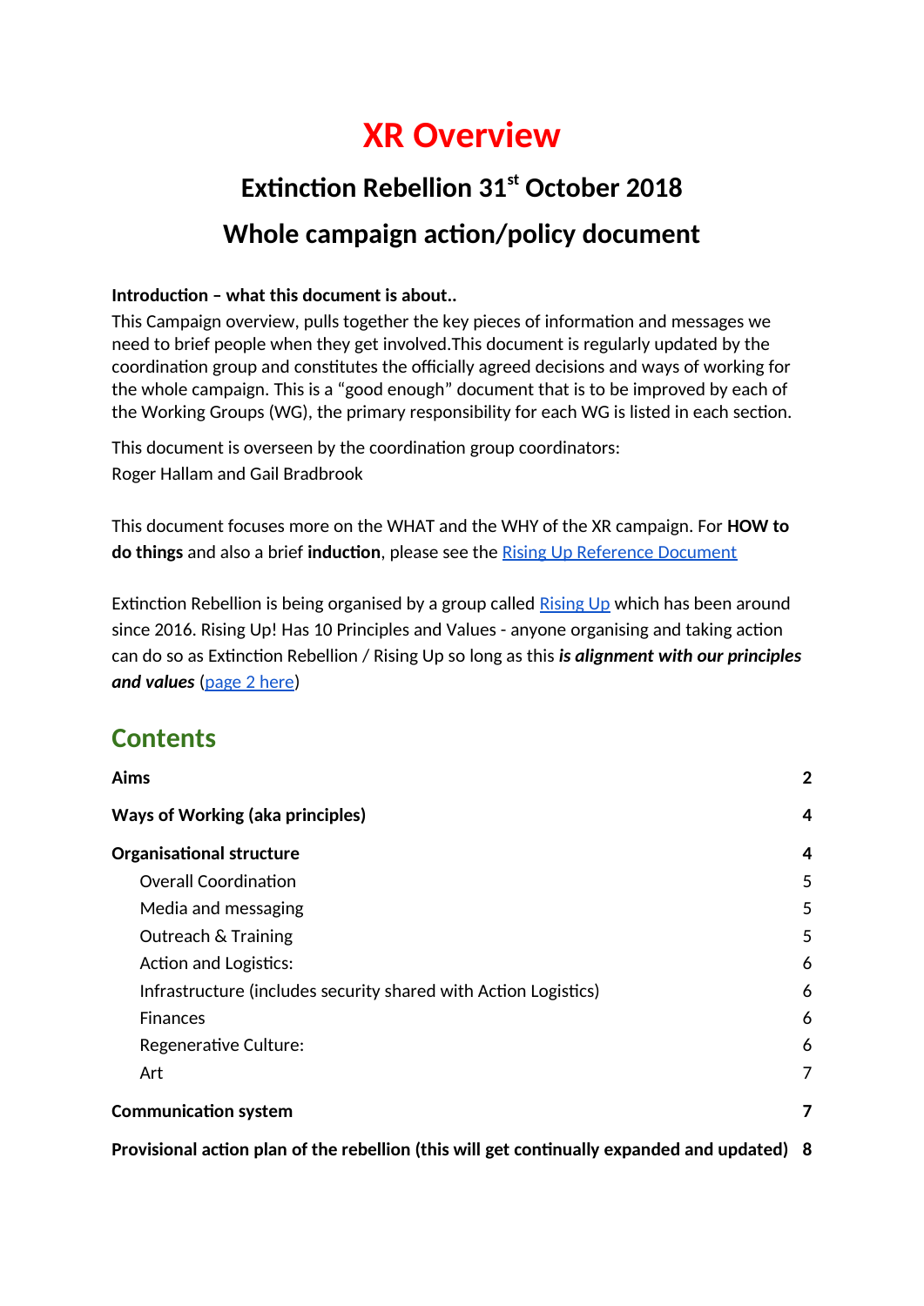# XR Overview

## Extinction Rebellion 31st October 2018

## Whole campaign action/policy document

**Introduction – what this document is about..**

This Campaign overview, pulls together the key pieces of information and messages we need to brief people when they get involved.This document is regularly updated by the coordination group and constitutes the officially agreed decisions and ways of working for the whole campaign. This is a "good enough" document that is to be improved by each of the Working Groups (WG), the primary responsibility for each WG is listed in each section.

This document is overseen by the coordination group coordinators:
Roger Hallam and Gail Bradbrook

This document focuses more on the WHAT and the WHY of the XR campaign. For **HOW to do things** and also a brief **induction**, please see the Rising Up Reference Document

Extinction Rebellion is being organised by a group called Rising Up which has been around since 2016. Rising Up! Has 10 Principles and Values - anyone organising and taking action can do so as Extinction Rebellion / Rising Up so long as this ***is alignment with our principles and values*** (page 2 here)

## Contents

**Aims** **2**

**Ways of Working (aka principles)** **4**

**Organisational structure** **4**

- Overall Coordination 5
- Media and messaging 5
- Outreach & Training 5
- Action and Logistics: 6
- Infrastructure (includes security shared with Action Logistics) 6
- Finances 6
- Regenerative Culture: 6
- Art 7

**Communication system** **7**

**Provisional action plan of the rebellion (this will get continually expanded and updated)** **8**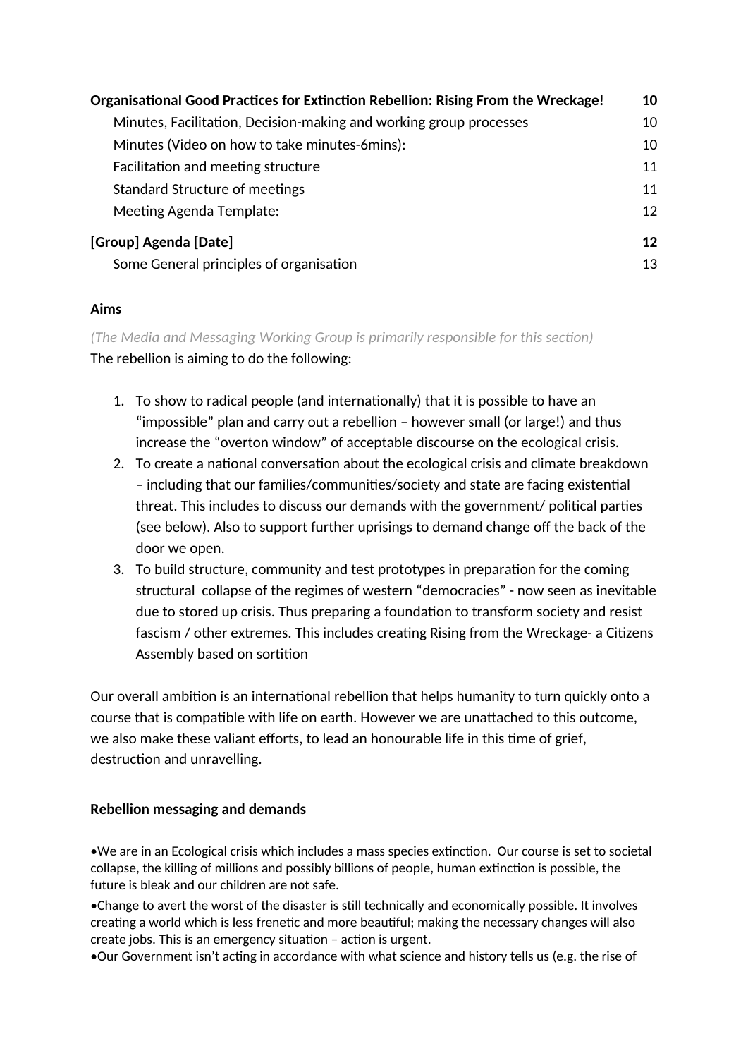**Organisational Good Practices for Extinction Rebellion: Rising From the Wreckage! 10**

Minutes, Facilitation, Decision-making and working group processes 10

Minutes (Video on how to take minutes-6mins): 10

Facilitation and meeting structure 11

Standard Structure of meetings 11

Meeting Agenda Template: 12

**[Group] Agenda [Date] 12**

Some General principles of organisation 13

**Aims**

*(The Media and Messaging Working Group is primarily responsible for this section)*
The rebellion is aiming to do the following:

1. To show to radical people (and internationally) that it is possible to have an "impossible" plan and carry out a rebellion – however small (or large!) and thus increase the "overton window" of acceptable discourse on the ecological crisis.
2. To create a national conversation about the ecological crisis and climate breakdown – including that our families/communities/society and state are facing existential threat. This includes to discuss our demands with the government/ political parties (see below). Also to support further uprisings to demand change off the back of the door we open.
3. To build structure, community and test prototypes in preparation for the coming structural collapse of the regimes of western "democracies" - now seen as inevitable due to stored up crisis. Thus preparing a foundation to transform society and resist fascism / other extremes. This includes creating Rising from the Wreckage- a Citizens Assembly based on sortition

Our overall ambition is an international rebellion that helps humanity to turn quickly onto a course that is compatible with life on earth. However we are unattached to this outcome, we also make these valiant efforts, to lead an honourable life in this time of grief, destruction and unravelling.

**Rebellion messaging and demands**

•We are in an Ecological crisis which includes a mass species extinction. Our course is set to societal collapse, the killing of millions and possibly billions of people, human extinction is possible, the future is bleak and our children are not safe.

•Change to avert the worst of the disaster is still technically and economically possible. It involves creating a world which is less frenetic and more beautiful; making the necessary changes will also create jobs. This is an emergency situation – action is urgent.

•Our Government isn't acting in accordance with what science and history tells us (e.g. the rise of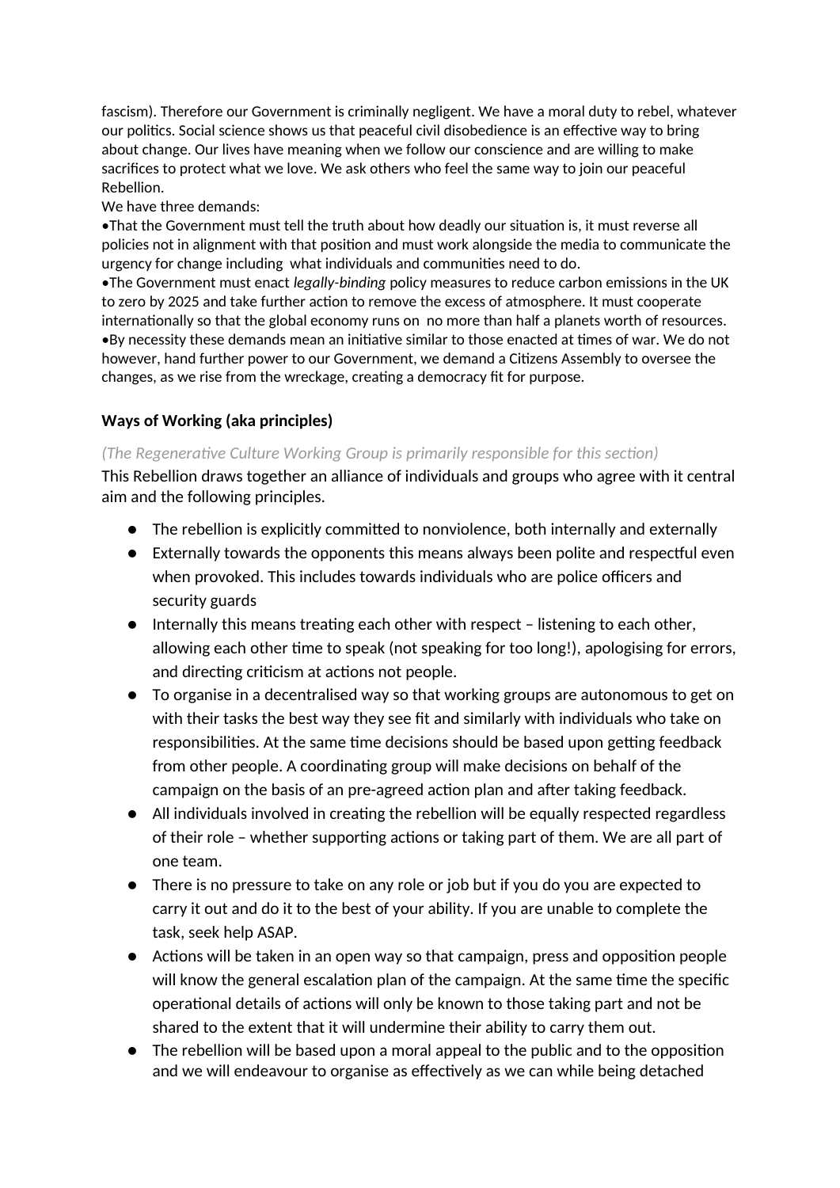fascism). Therefore our Government is criminally negligent. We have a moral duty to rebel, whatever our politics. Social science shows us that peaceful civil disobedience is an effective way to bring about change. Our lives have meaning when we follow our conscience and are willing to make sacrifices to protect what we love. We ask others who feel the same way to join our peaceful Rebellion.

We have three demands:

•That the Government must tell the truth about how deadly our situation is, it must reverse all policies not in alignment with that position and must work alongside the media to communicate the urgency for change including what individuals and communities need to do.

•The Government must enact *legally-binding* policy measures to reduce carbon emissions in the UK to zero by 2025 and take further action to remove the excess of atmosphere. It must cooperate internationally so that the global economy runs on no more than half a planets worth of resources.

•By necessity these demands mean an initiative similar to those enacted at times of war. We do not however, hand further power to our Government, we demand a Citizens Assembly to oversee the changes, as we rise from the wreckage, creating a democracy fit for purpose.

**Ways of Working (aka principles)**

*(The Regenerative Culture Working Group is primarily responsible for this section)*

This Rebellion draws together an alliance of individuals and groups who agree with it central aim and the following principles.

- The rebellion is explicitly committed to nonviolence, both internally and externally
- Externally towards the opponents this means always been polite and respectful even when provoked. This includes towards individuals who are police officers and security guards
- Internally this means treating each other with respect – listening to each other, allowing each other time to speak (not speaking for too long!), apologising for errors, and directing criticism at actions not people.
- To organise in a decentralised way so that working groups are autonomous to get on with their tasks the best way they see fit and similarly with individuals who take on responsibilities. At the same time decisions should be based upon getting feedback from other people. A coordinating group will make decisions on behalf of the campaign on the basis of an pre-agreed action plan and after taking feedback.
- All individuals involved in creating the rebellion will be equally respected regardless of their role – whether supporting actions or taking part of them. We are all part of one team.
- There is no pressure to take on any role or job but if you do you are expected to carry it out and do it to the best of your ability. If you are unable to complete the task, seek help ASAP.
- Actions will be taken in an open way so that campaign, press and opposition people will know the general escalation plan of the campaign. At the same time the specific operational details of actions will only be known to those taking part and not be shared to the extent that it will undermine their ability to carry them out.
- The rebellion will be based upon a moral appeal to the public and to the opposition and we will endeavour to organise as effectively as we can while being detached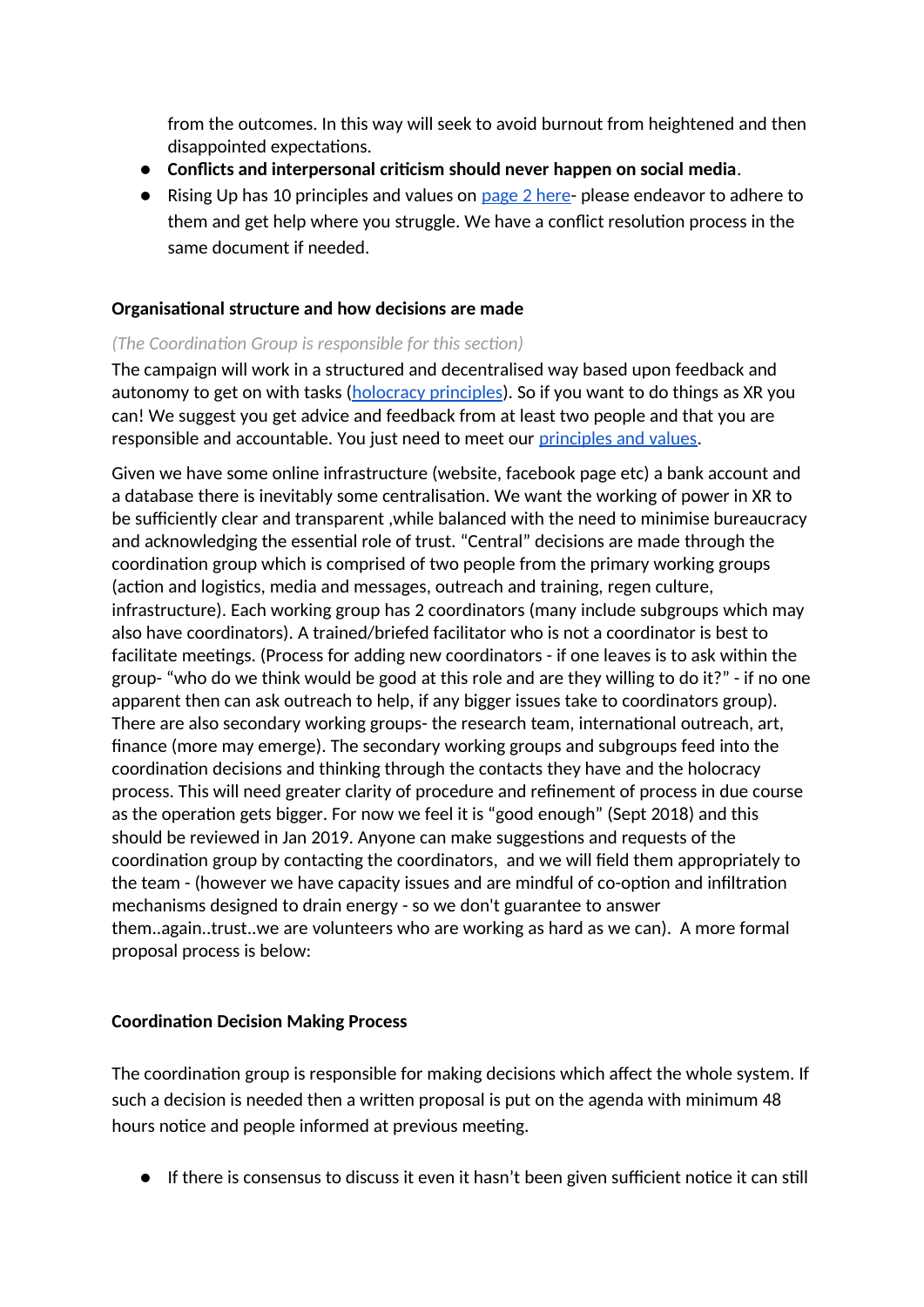from the outcomes. In this way will seek to avoid burnout from heightened and then disappointed expectations.

- **Conflicts and interpersonal criticism should never happen on social media**.
- Rising Up has 10 principles and values on [page 2 here](#)- please endeavor to adhere to them and get help where you struggle. We have a conflict resolution process in the same document if needed.

**Organisational structure and how decisions are made**

*(The Coordination Group is responsible for this section)*

The campaign will work in a structured and decentralised way based upon feedback and autonomy to get on with tasks ([holocracy principles](#)). So if you want to do things as XR you can! We suggest you get advice and feedback from at least two people and that you are responsible and accountable. You just need to meet our [principles and values](#).

Given we have some online infrastructure (website, facebook page etc) a bank account and a database there is inevitably some centralisation. We want the working of power in XR to be sufficiently clear and transparent ,while balanced with the need to minimise bureaucracy and acknowledging the essential role of trust. "Central" decisions are made through the coordination group which is comprised of two people from the primary working groups (action and logistics, media and messages, outreach and training, regen culture, infrastructure). Each working group has 2 coordinators (many include subgroups which may also have coordinators). A trained/briefed facilitator who is not a coordinator is best to facilitate meetings. (Process for adding new coordinators - if one leaves is to ask within the group- "who do we think would be good at this role and are they willing to do it?" - if no one apparent then can ask outreach to help, if any bigger issues take to coordinators group). There are also secondary working groups- the research team, international outreach, art, finance (more may emerge). The secondary working groups and subgroups feed into the coordination decisions and thinking through the contacts they have and the holocracy process. This will need greater clarity of procedure and refinement of process in due course as the operation gets bigger. For now we feel it is "good enough" (Sept 2018) and this should be reviewed in Jan 2019. Anyone can make suggestions and requests of the coordination group by contacting the coordinators, and we will field them appropriately to the team - (however we have capacity issues and are mindful of co-option and infiltration mechanisms designed to drain energy - so we don't guarantee to answer them..again..trust..we are volunteers who are working as hard as we can). A more formal proposal process is below:

**Coordination Decision Making Process**

The coordination group is responsible for making decisions which affect the whole system. If such a decision is needed then a written proposal is put on the agenda with minimum 48 hours notice and people informed at previous meeting.

- If there is consensus to discuss it even it hasn't been given sufficient notice it can still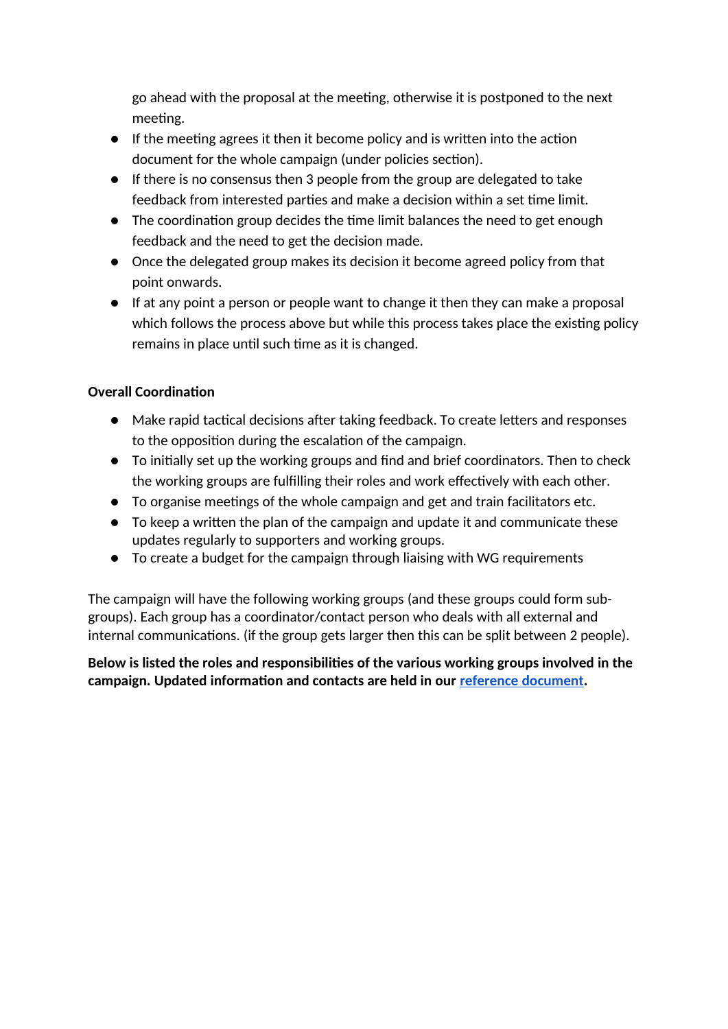go ahead with the proposal at the meeting, otherwise it is postponed to the next meeting.

- If the meeting agrees it then it become policy and is written into the action document for the whole campaign (under policies section).
- If there is no consensus then 3 people from the group are delegated to take feedback from interested parties and make a decision within a set time limit.
- The coordination group decides the time limit balances the need to get enough feedback and the need to get the decision made.
- Once the delegated group makes its decision it become agreed policy from that point onwards.
- If at any point a person or people want to change it then they can make a proposal which follows the process above but while this process takes place the existing policy remains in place until such time as it is changed.

**Overall Coordination**

- Make rapid tactical decisions after taking feedback. To create letters and responses to the opposition during the escalation of the campaign.
- To initially set up the working groups and find and brief coordinators. Then to check the working groups are fulfilling their roles and work effectively with each other.
- To organise meetings of the whole campaign and get and train facilitators etc.
- To keep a written the plan of the campaign and update it and communicate these updates regularly to supporters and working groups.
- To create a budget for the campaign through liaising with WG requirements

The campaign will have the following working groups (and these groups could form sub-groups). Each group has a coordinator/contact person who deals with all external and internal communications. (if the group gets larger then this can be split between 2 people).

**Below is listed the roles and responsibilities of the various working groups involved in the campaign. Updated information and contacts are held in our reference document.**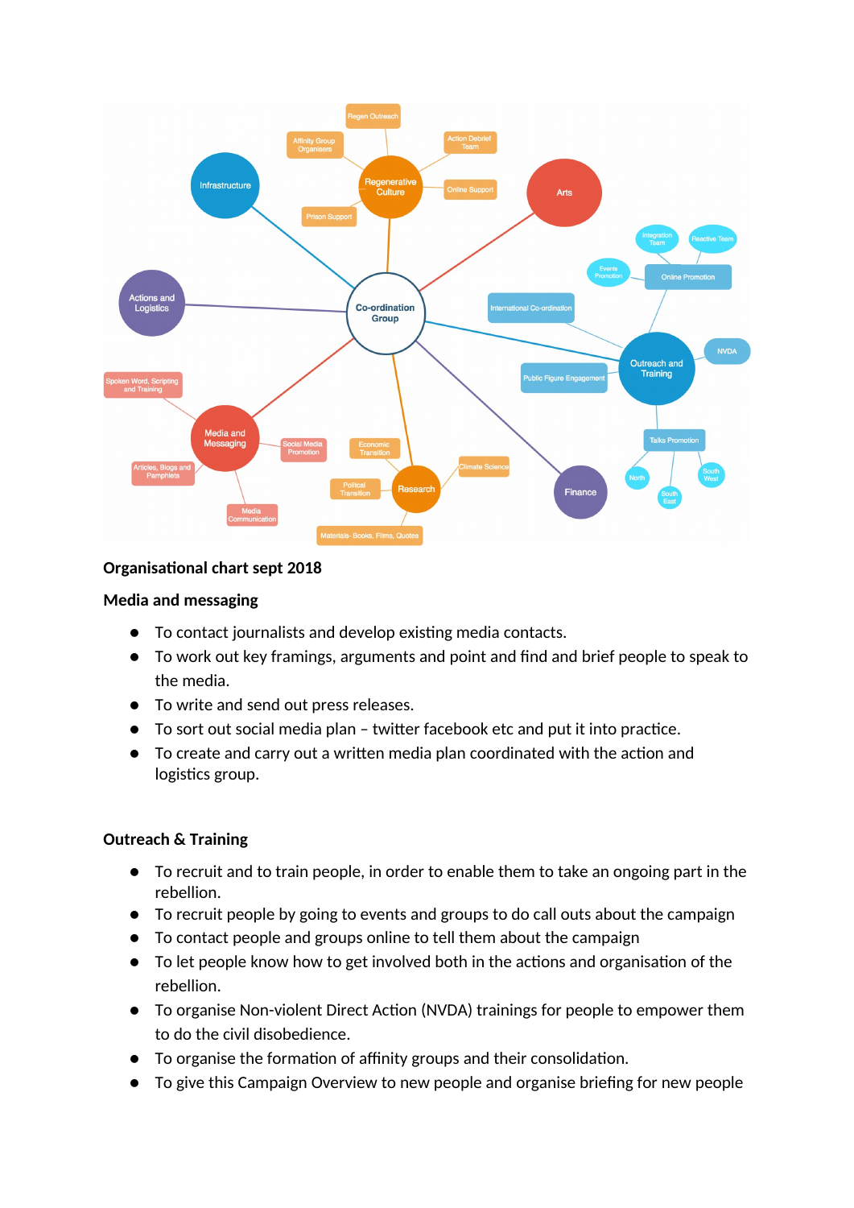**Organisational chart sept 2018**

## Media and messaging

- To contact journalists and develop existing media contacts.
- To work out key framings, arguments and point and find and brief people to speak to the media.
- To write and send out press releases.
- To sort out social media plan – twitter facebook etc and put it into practice.
- To create and carry out a written media plan coordinated with the action and logistics group.

## Outreach & Training

- To recruit and to train people, in order to enable them to take an ongoing part in the rebellion.
- To recruit people by going to events and groups to do call outs about the campaign
- To contact people and groups online to tell them about the campaign
- To let people know how to get involved both in the actions and organisation of the rebellion.
- To organise Non-violent Direct Action (NVDA) trainings for people to empower them to do the civil disobedience.
- To organise the formation of affinity groups and their consolidation.
- To give this Campaign Overview to new people and organise briefing for new people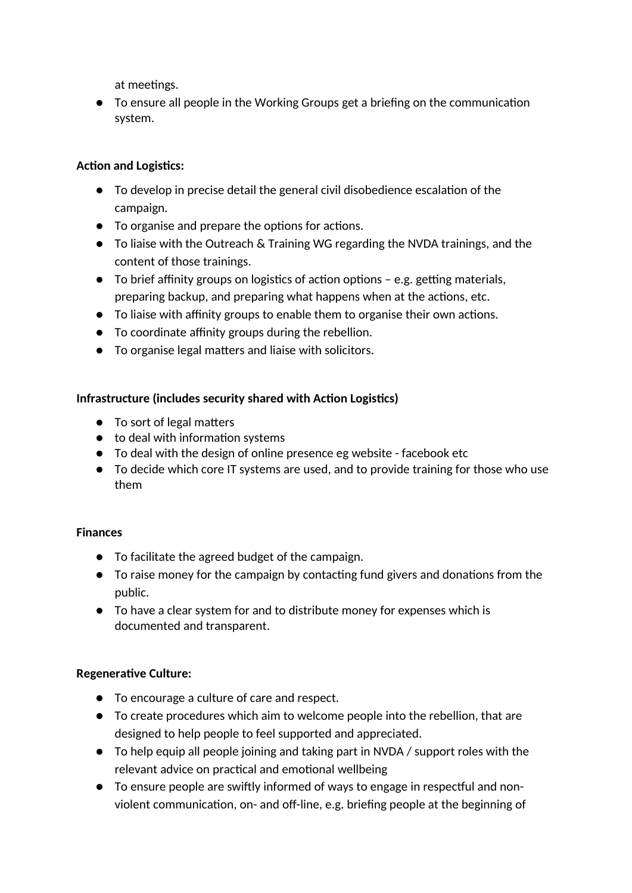at meetings.

- To ensure all people in the Working Groups get a briefing on the communication system.

**Action and Logistics:**

- To develop in precise detail the general civil disobedience escalation of the campaign.
- To organise and prepare the options for actions.
- To liaise with the Outreach & Training WG regarding the NVDA trainings, and the content of those trainings.
- To brief affinity groups on logistics of action options – e.g. getting materials, preparing backup, and preparing what happens when at the actions, etc.
- To liaise with affinity groups to enable them to organise their own actions.
- To coordinate affinity groups during the rebellion.
- To organise legal matters and liaise with solicitors.

**Infrastructure (includes security shared with Action Logistics)**

- To sort of legal matters
- to deal with information systems
- To deal with the design of online presence eg website - facebook etc
- To decide which core IT systems are used, and to provide training for those who use them

**Finances**

- To facilitate the agreed budget of the campaign.
- To raise money for the campaign by contacting fund givers and donations from the public.
- To have a clear system for and to distribute money for expenses which is documented and transparent.

**Regenerative Culture:**

- To encourage a culture of care and respect.
- To create procedures which aim to welcome people into the rebellion, that are designed to help people to feel supported and appreciated.
- To help equip all people joining and taking part in NVDA / support roles with the relevant advice on practical and emotional wellbeing
- To ensure people are swiftly informed of ways to engage in respectful and non-violent communication, on- and off-line, e.g. briefing people at the beginning of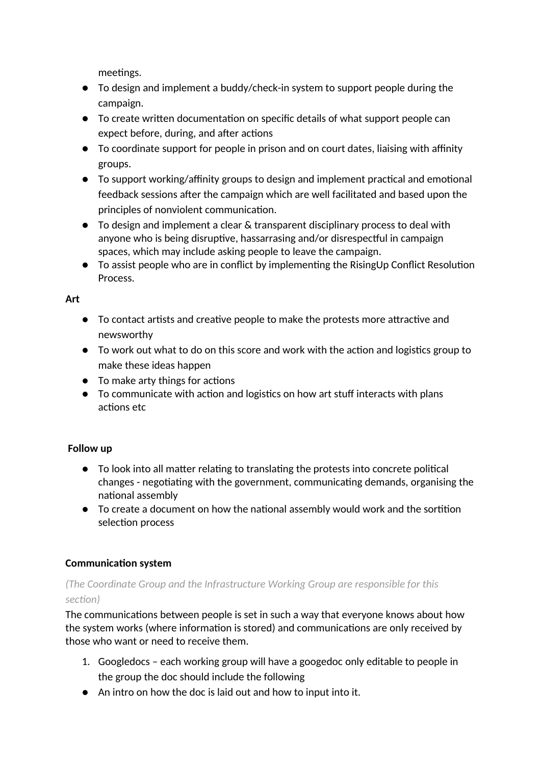meetings.

- To design and implement a buddy/check-in system to support people during the campaign.
- To create written documentation on specific details of what support people can expect before, during, and after actions
- To coordinate support for people in prison and on court dates, liaising with affinity groups.
- To support working/affinity groups to design and implement practical and emotional feedback sessions after the campaign which are well facilitated and based upon the principles of nonviolent communication.
- To design and implement a clear & transparent disciplinary process to deal with anyone who is being disruptive, hassarrasing and/or disrespectful in campaign spaces, which may include asking people to leave the campaign.
- To assist people who are in conflict by implementing the RisingUp Conflict Resolution Process.

**Art**

- To contact artists and creative people to make the protests more attractive and newsworthy
- To work out what to do on this score and work with the action and logistics group to make these ideas happen
- To make arty things for actions
- To communicate with action and logistics on how art stuff interacts with plans actions etc

**Follow up**

- To look into all matter relating to translating the protests into concrete political changes - negotiating with the government, communicating demands, organising the national assembly
- To create a document on how the national assembly would work and the sortition selection process

**Communication system**

*(The Coordinate Group and the Infrastructure Working Group are responsible for this section)*

The communications between people is set in such a way that everyone knows about how the system works (where information is stored) and communications are only received by those who want or need to receive them.

1. Googledocs – each working group will have a googedoc only editable to people in the group the doc should include the following

- An intro on how the doc is laid out and how to input into it.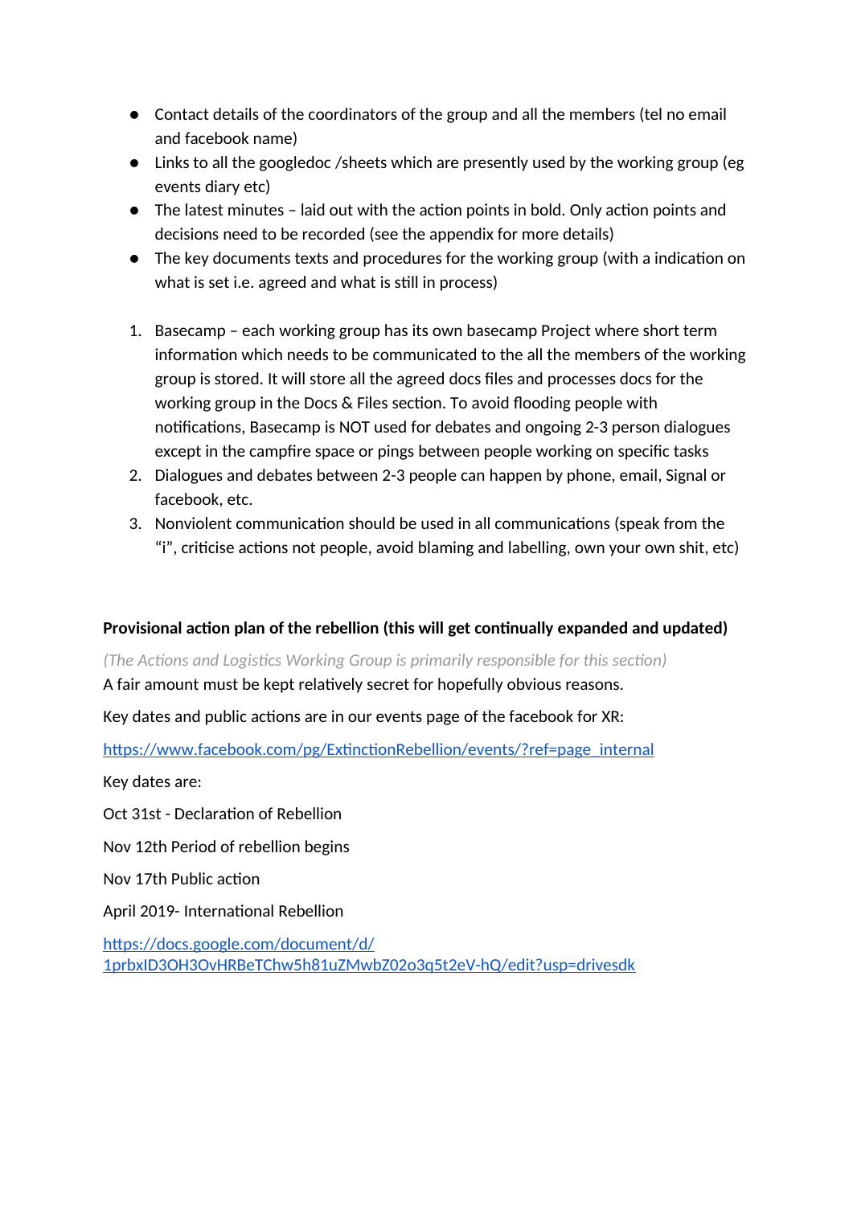- Contact details of the coordinators of the group and all the members (tel no email and facebook name)
- Links to all the googledoc /sheets which are presently used by the working group (eg events diary etc)
- The latest minutes – laid out with the action points in bold. Only action points and decisions need to be recorded (see the appendix for more details)
- The key documents texts and procedures for the working group (with a indication on what is set i.e. agreed and what is still in process)

1. Basecamp – each working group has its own basecamp Project where short term information which needs to be communicated to the all the members of the working group is stored. It will store all the agreed docs files and processes docs for the working group in the Docs & Files section. To avoid flooding people with notifications, Basecamp is NOT used for debates and ongoing 2-3 person dialogues except in the campfire space or pings between people working on specific tasks
2. Dialogues and debates between 2-3 people can happen by phone, email, Signal or facebook, etc.
3. Nonviolent communication should be used in all communications (speak from the "i", criticise actions not people, avoid blaming and labelling, own your own shit, etc)

**Provisional action plan of the rebellion (this will get continually expanded and updated)**

*(The Actions and Logistics Working Group is primarily responsible for this section)*

A fair amount must be kept relatively secret for hopefully obvious reasons.

Key dates and public actions are in our events page of the facebook for XR:

https://www.facebook.com/pg/ExtinctionRebellion/events/?ref=page_internal

Key dates are:

Oct 31st - Declaration of Rebellion

Nov 12th Period of rebellion begins

Nov 17th Public action

April 2019- International Rebellion

https://docs.google.com/document/d/1prbxID3OH3OvHRBeTChw5h81uZMwbZ02o3q5t2eV-hQ/edit?usp=drivesdk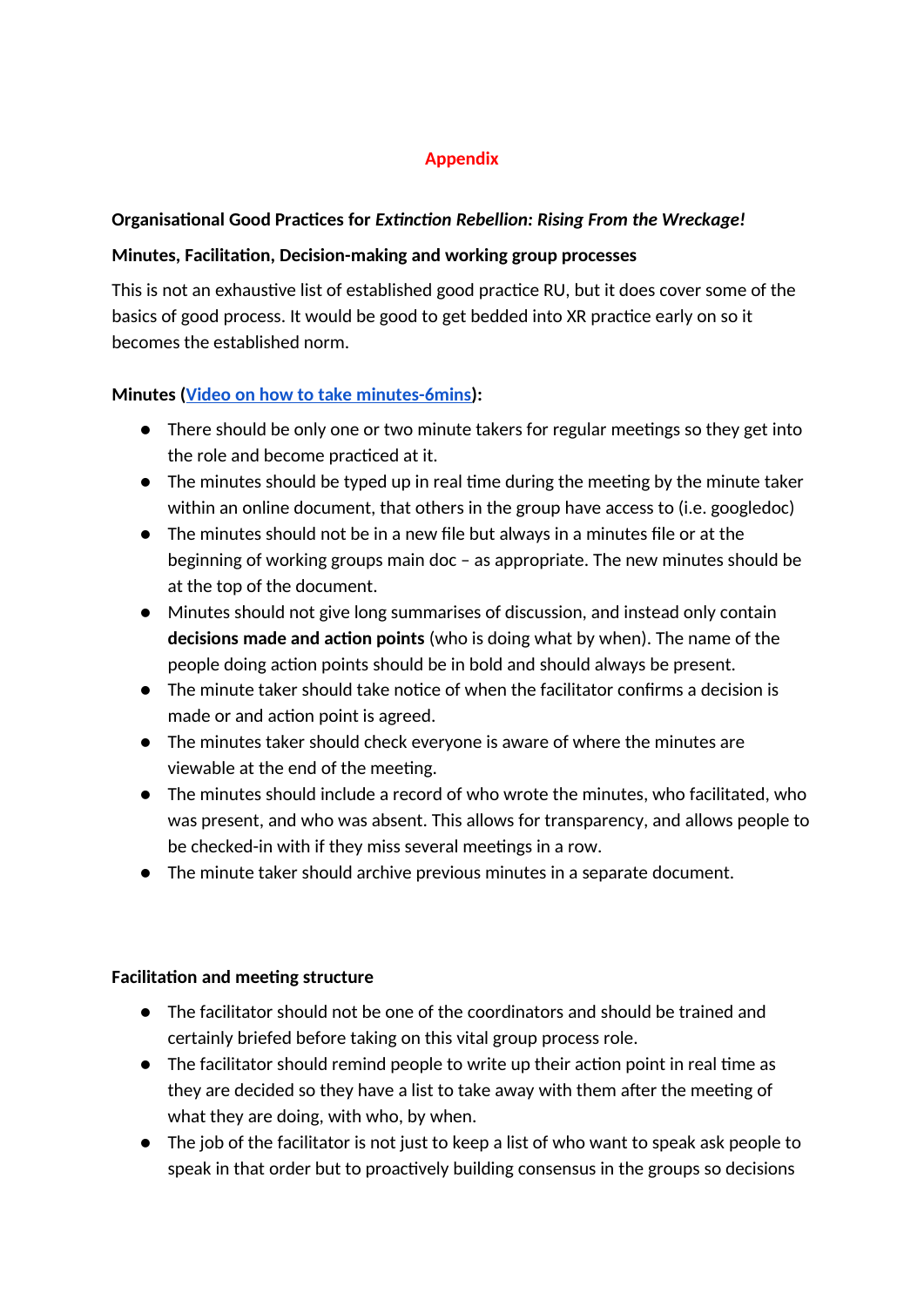## Appendix

**Organisational Good Practices for *Extinction Rebellion: Rising From the Wreckage!***

**Minutes, Facilitation, Decision-making and working group processes**

This is not an exhaustive list of established good practice RU, but it does cover some of the basics of good process. It would be good to get bedded into XR practice early on so it becomes the established norm.

**Minutes (Video on how to take minutes-6mins):**

- There should be only one or two minute takers for regular meetings so they get into the role and become practiced at it.
- The minutes should be typed up in real time during the meeting by the minute taker within an online document, that others in the group have access to (i.e. googledoc)
- The minutes should not be in a new file but always in a minutes file or at the beginning of working groups main doc – as appropriate. The new minutes should be at the top of the document.
- Minutes should not give long summarises of discussion, and instead only contain **decisions made and action points** (who is doing what by when). The name of the people doing action points should be in bold and should always be present.
- The minute taker should take notice of when the facilitator confirms a decision is made or and action point is agreed.
- The minutes taker should check everyone is aware of where the minutes are viewable at the end of the meeting.
- The minutes should include a record of who wrote the minutes, who facilitated, who was present, and who was absent. This allows for transparency, and allows people to be checked-in with if they miss several meetings in a row.
- The minute taker should archive previous minutes in a separate document.

**Facilitation and meeting structure**

- The facilitator should not be one of the coordinators and should be trained and certainly briefed before taking on this vital group process role.
- The facilitator should remind people to write up their action point in real time as they are decided so they have a list to take away with them after the meeting of what they are doing, with who, by when.
- The job of the facilitator is not just to keep a list of who want to speak ask people to speak in that order but to proactively building consensus in the groups so decisions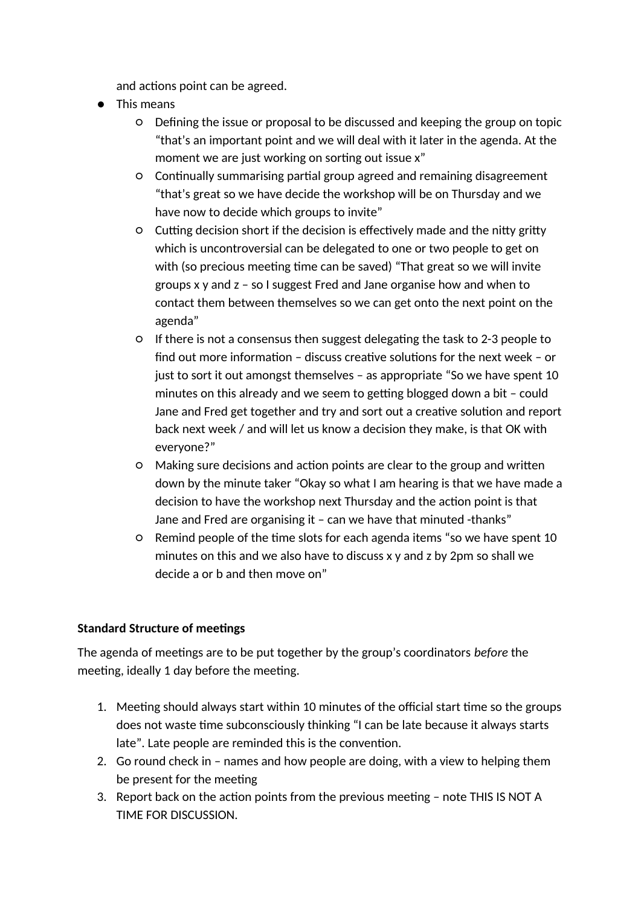and actions point can be agreed.

- This means
    - Defining the issue or proposal to be discussed and keeping the group on topic "that's an important point and we will deal with it later in the agenda. At the moment we are just working on sorting out issue x"
    - Continually summarising partial group agreed and remaining disagreement "that's great so we have decide the workshop will be on Thursday and we have now to decide which groups to invite"
    - Cutting decision short if the decision is effectively made and the nitty gritty which is uncontroversial can be delegated to one or two people to get on with (so precious meeting time can be saved) "That great so we will invite groups x y and z – so I suggest Fred and Jane organise how and when to contact them between themselves so we can get onto the next point on the agenda"
    - If there is not a consensus then suggest delegating the task to 2-3 people to find out more information – discuss creative solutions for the next week – or just to sort it out amongst themselves – as appropriate "So we have spent 10 minutes on this already and we seem to getting blogged down a bit – could Jane and Fred get together and try and sort out a creative solution and report back next week / and will let us know a decision they make, is that OK with everyone?"
    - Making sure decisions and action points are clear to the group and written down by the minute taker "Okay so what I am hearing is that we have made a decision to have the workshop next Thursday and the action point is that Jane and Fred are organising it – can we have that minuted -thanks"
    - Remind people of the time slots for each agenda items "so we have spent 10 minutes on this and we also have to discuss x y and z by 2pm so shall we decide a or b and then move on"

**Standard Structure of meetings**

The agenda of meetings are to be put together by the group's coordinators *before* the meeting, ideally 1 day before the meeting.

1. Meeting should always start within 10 minutes of the official start time so the groups does not waste time subconsciously thinking "I can be late because it always starts late". Late people are reminded this is the convention.
2. Go round check in – names and how people are doing, with a view to helping them be present for the meeting
3. Report back on the action points from the previous meeting – note THIS IS NOT A TIME FOR DISCUSSION.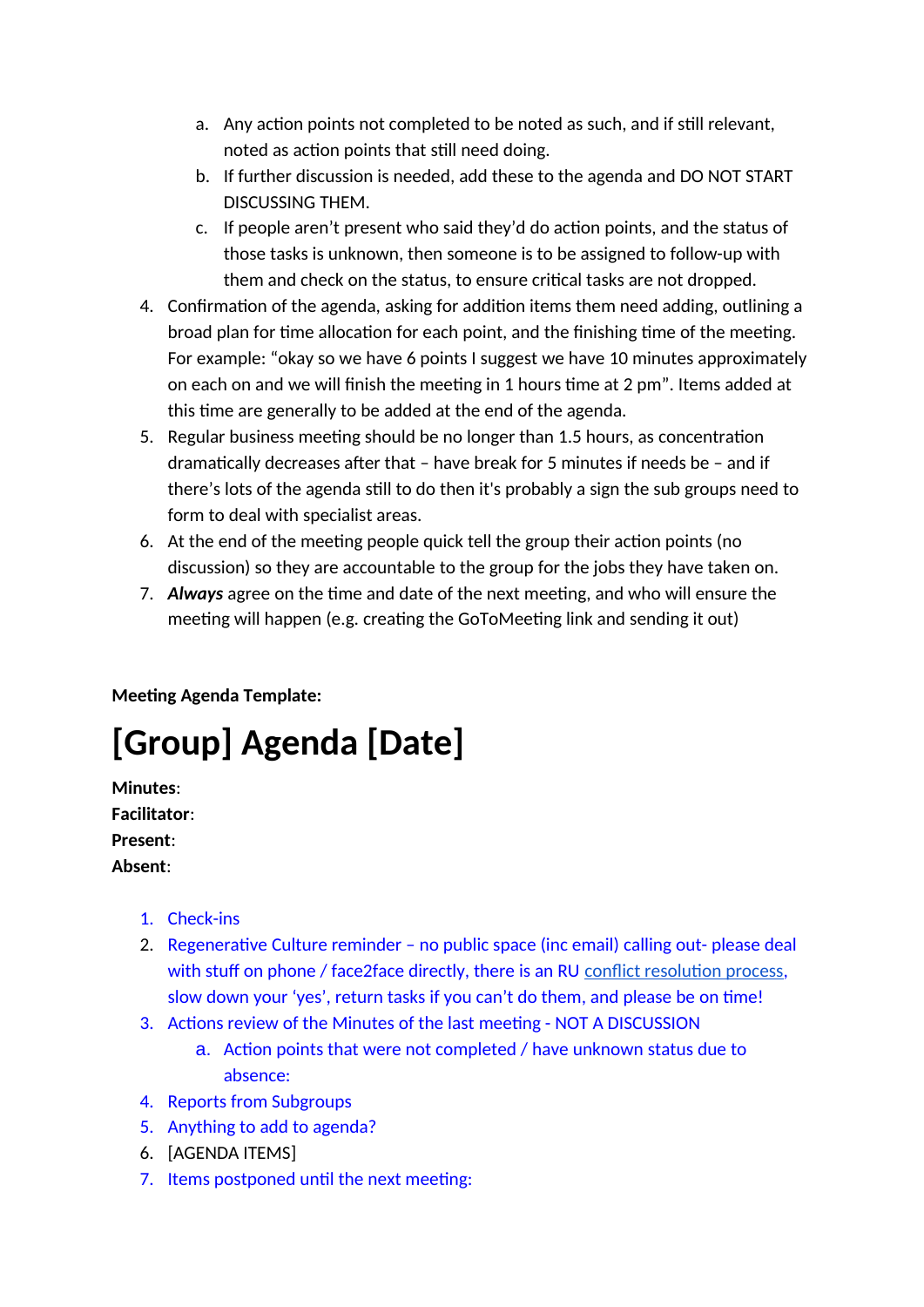a. Any action points not completed to be noted as such, and if still relevant, noted as action points that still need doing.
   b. If further discussion is needed, add these to the agenda and DO NOT START DISCUSSING THEM.
   c. If people aren't present who said they'd do action points, and the status of those tasks is unknown, then someone is to be assigned to follow-up with them and check on the status, to ensure critical tasks are not dropped.

4. Confirmation of the agenda, asking for addition items them need adding, outlining a broad plan for time allocation for each point, and the finishing time of the meeting. For example: "okay so we have 6 points I suggest we have 10 minutes approximately on each on and we will finish the meeting in 1 hours time at 2 pm". Items added at this time are generally to be added at the end of the agenda.
5. Regular business meeting should be no longer than 1.5 hours, as concentration dramatically decreases after that – have break for 5 minutes if needs be – and if there's lots of the agenda still to do then it's probably a sign the sub groups need to form to deal with specialist areas.
6. At the end of the meeting people quick tell the group their action points (no discussion) so they are accountable to the group for the jobs they have taken on.
7. ***Always*** agree on the time and date of the next meeting, and who will ensure the meeting will happen (e.g. creating the GoToMeeting link and sending it out)

**Meeting Agenda Template:**

# [Group] Agenda [Date]

**Minutes**:
**Facilitator**:
**Present**:
**Absent**:

1. Check-ins
2. Regenerative Culture reminder – no public space (inc email) calling out- please deal with stuff on phone / face2face directly, there is an RU conflict resolution process, slow down your 'yes', return tasks if you can't do them, and please be on time!
3. Actions review of the Minutes of the last meeting - NOT A DISCUSSION
   a. Action points that were not completed / have unknown status due to absence:
4. Reports from Subgroups
5. Anything to add to agenda?
6. [AGENDA ITEMS]
7. Items postponed until the next meeting: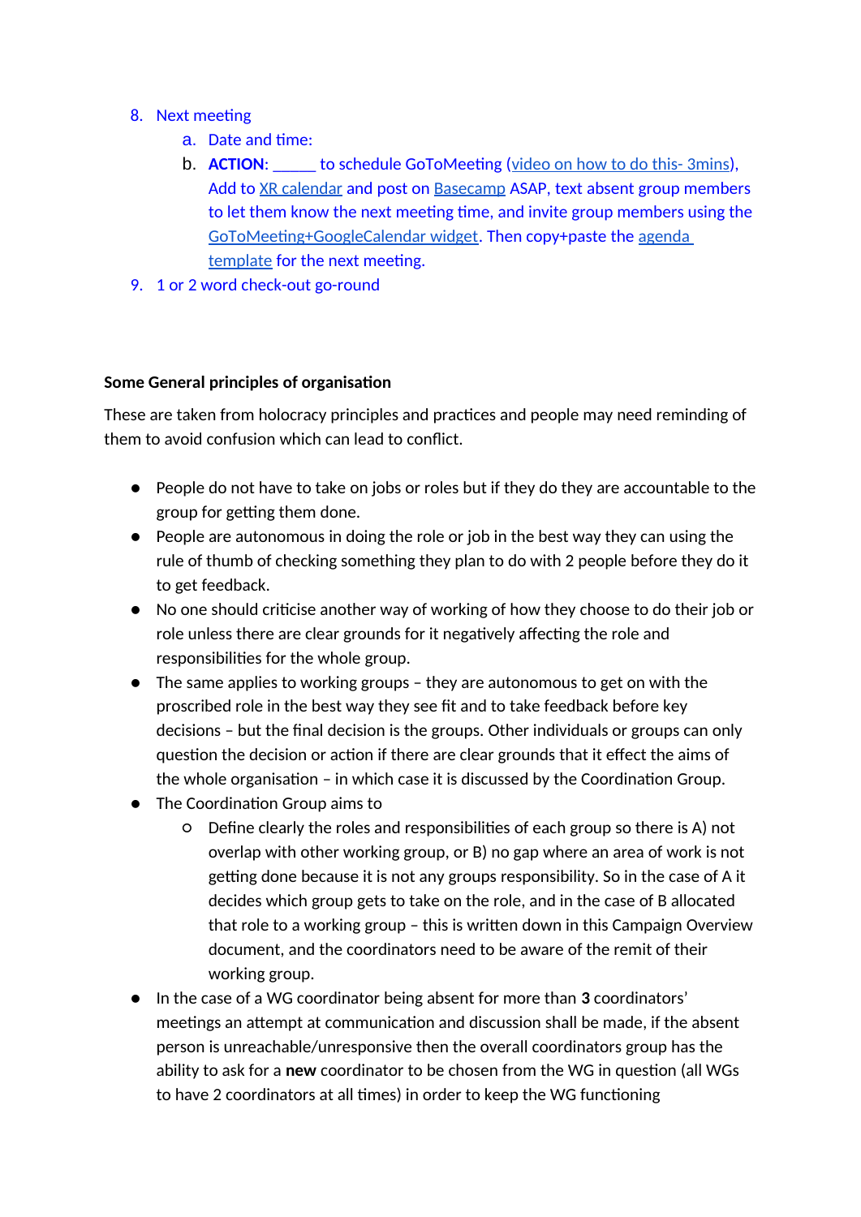8. Next meeting
    a. Date and time:
    b. **ACTION**: _____ to schedule GoToMeeting (video on how to do this- 3mins), Add to XR calendar and post on Basecamp ASAP, text absent group members to let them know the next meeting time, and invite group members using the GoToMeeting+GoogleCalendar widget. Then copy+paste the agenda template for the next meeting.
9. 1 or 2 word check-out go-round

**Some General principles of organisation**

These are taken from holocracy principles and practices and people may need reminding of them to avoid confusion which can lead to conflict.

- People do not have to take on jobs or roles but if they do they are accountable to the group for getting them done.
- People are autonomous in doing the role or job in the best way they can using the rule of thumb of checking something they plan to do with 2 people before they do it to get feedback.
- No one should criticise another way of working of how they choose to do their job or role unless there are clear grounds for it negatively affecting the role and responsibilities for the whole group.
- The same applies to working groups – they are autonomous to get on with the proscribed role in the best way they see fit and to take feedback before key decisions – but the final decision is the groups. Other individuals or groups can only question the decision or action if there are clear grounds that it effect the aims of the whole organisation – in which case it is discussed by the Coordination Group.
- The Coordination Group aims to
    - Define clearly the roles and responsibilities of each group so there is A) not overlap with other working group, or B) no gap where an area of work is not getting done because it is not any groups responsibility. So in the case of A it decides which group gets to take on the role, and in the case of B allocated that role to a working group – this is written down in this Campaign Overview document, and the coordinators need to be aware of the remit of their working group.
- In the case of a WG coordinator being absent for more than **3** coordinators' meetings an attempt at communication and discussion shall be made, if the absent person is unreachable/unresponsive then the overall coordinators group has the ability to ask for a **new** coordinator to be chosen from the WG in question (all WGs to have 2 coordinators at all times) in order to keep the WG functioning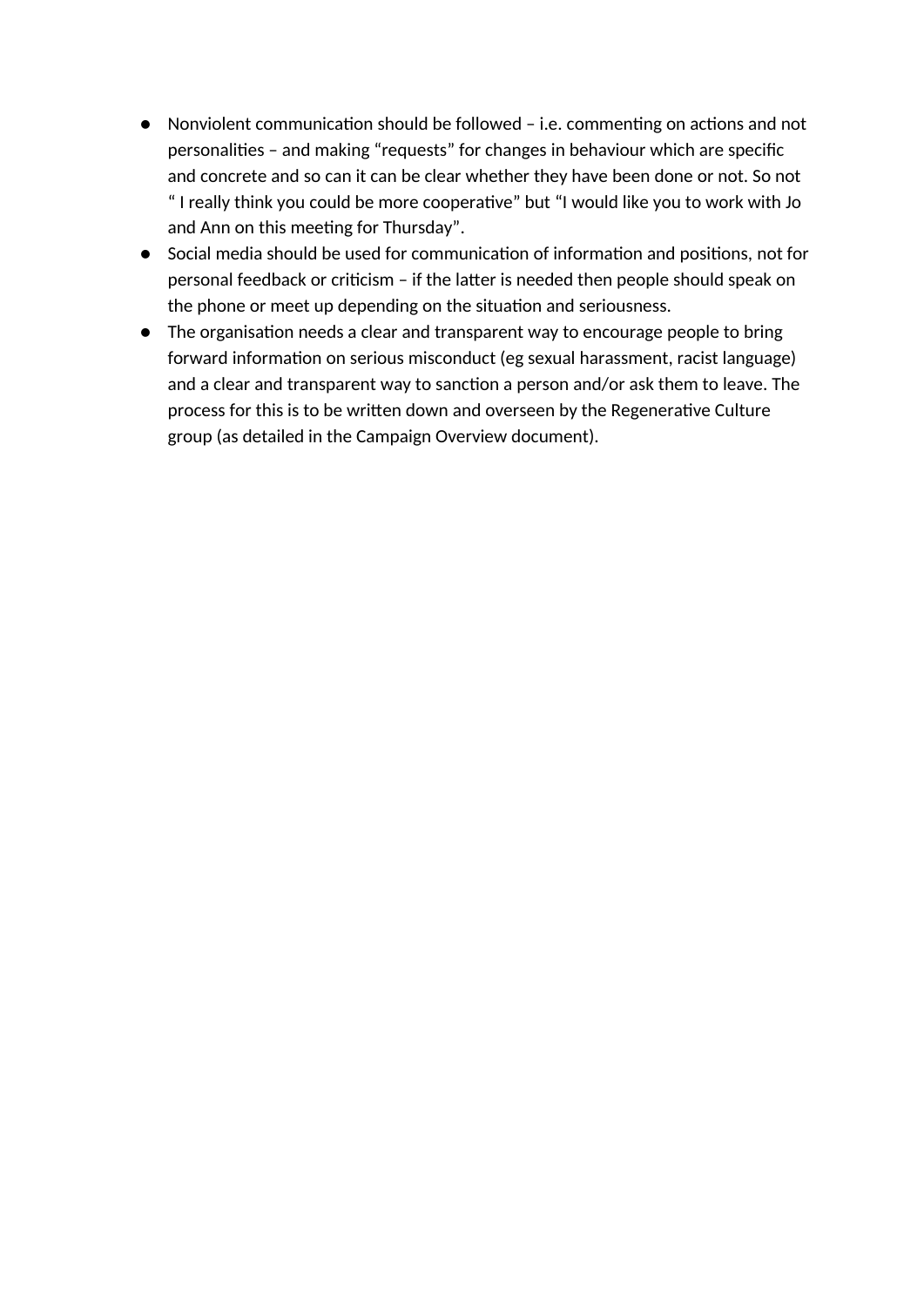- Nonviolent communication should be followed – i.e. commenting on actions and not personalities – and making "requests" for changes in behaviour which are specific and concrete and so can it can be clear whether they have been done or not. So not " I really think you could be more cooperative" but "I would like you to work with Jo and Ann on this meeting for Thursday".
- Social media should be used for communication of information and positions, not for personal feedback or criticism – if the latter is needed then people should speak on the phone or meet up depending on the situation and seriousness.
- The organisation needs a clear and transparent way to encourage people to bring forward information on serious misconduct (eg sexual harassment, racist language) and a clear and transparent way to sanction a person and/or ask them to leave. The process for this is to be written down and overseen by the Regenerative Culture group (as detailed in the Campaign Overview document).